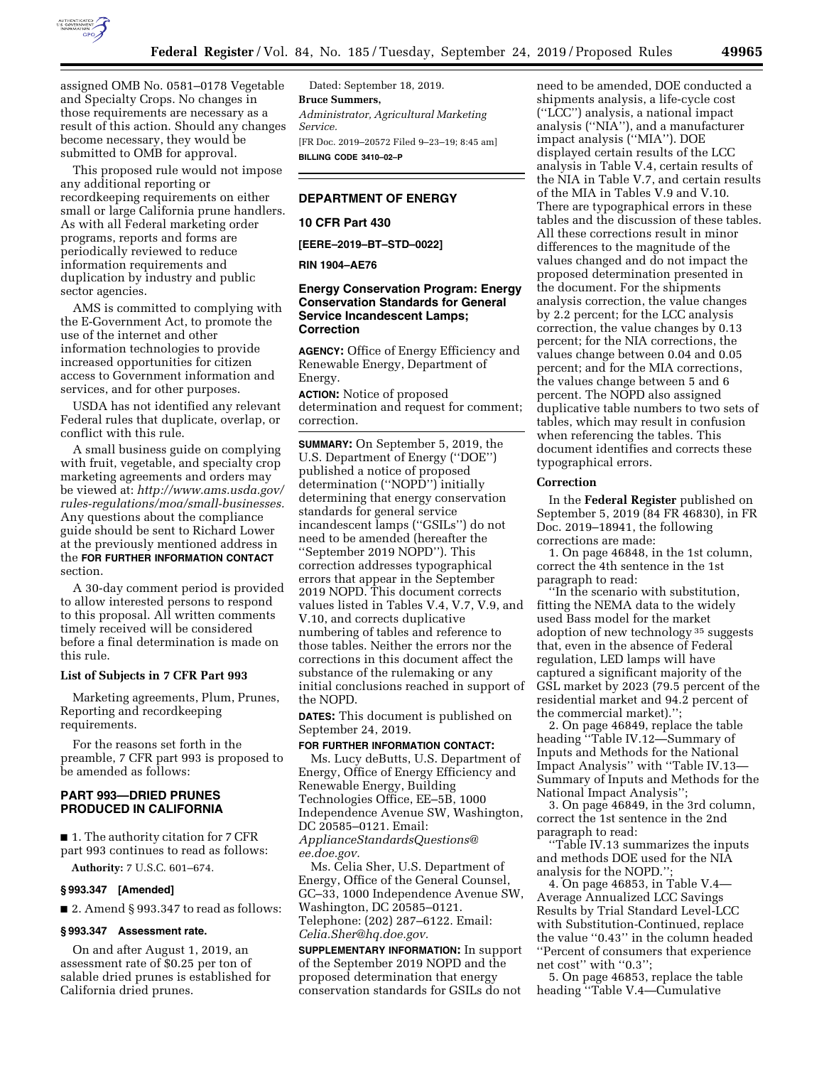assigned OMB No. 0581–0178 Vegetable and Specialty Crops. No changes in those requirements are necessary as a result of this action. Should any changes become necessary, they would be submitted to OMB for approval.

This proposed rule would not impose any additional reporting or recordkeeping requirements on either small or large California prune handlers. As with all Federal marketing order programs, reports and forms are periodically reviewed to reduce information requirements and duplication by industry and public sector agencies.

AMS is committed to complying with the E-Government Act, to promote the use of the internet and other information technologies to provide increased opportunities for citizen access to Government information and services, and for other purposes.

USDA has not identified any relevant Federal rules that duplicate, overlap, or conflict with this rule.

A small business guide on complying with fruit, vegetable, and specialty crop marketing agreements and orders may be viewed at: *http://www.ams.usda.gov/rules-regulations/moa/small-businesses.* Any questions about the compliance guide should be sent to Richard Lower at the previously mentioned address in the **FOR FURTHER INFORMATION CONTACT** section.

A 30-day comment period is provided to allow interested persons to respond to this proposal. All written comments timely received will be considered before a final determination is made on this rule.

### List of Subjects in 7 CFR Part 993

Marketing agreements, Plum, Prunes, Reporting and recordkeeping requirements.

For the reasons set forth in the preamble, 7 CFR part 993 is proposed to be amended as follows:

## PART 993—DRIED PRUNES PRODUCED IN CALIFORNIA

■ 1. The authority citation for 7 CFR part 993 continues to read as follows:

**Authority:** 7 U.S.C. 601–674.

### § 993.347 [Amended]

■ 2. Amend § 993.347 to read as follows:

### § 993.347 Assessment rate.

On and after August 1, 2019, an assessment rate of $0.25 per ton of salable dried prunes is established for California dried prunes.

Dated: September 18, 2019.

**Bruce Summers,**

*Administrator, Agricultural Marketing Service.*

[FR Doc. 2019–20572 Filed 9–23–19; 8:45 am]

**BILLING CODE 3410–02–P**

## DEPARTMENT OF ENERGY

### 10 CFR Part 430

**[EERE–2019–BT–STD–0022]**

**RIN 1904–AE76**

## Energy Conservation Program: Energy Conservation Standards for General Service Incandescent Lamps; Correction

**AGENCY:** Office of Energy Efficiency and Renewable Energy, Department of Energy.

**ACTION:** Notice of proposed determination and request for comment; correction.

**SUMMARY:** On September 5, 2019, the U.S. Department of Energy (''DOE'') published a notice of proposed determination (''NOPD'') initially determining that energy conservation standards for general service incandescent lamps (''GSILs'') do not need to be amended (hereafter the ''September 2019 NOPD''). This correction addresses typographical errors that appear in the September 2019 NOPD. This document corrects values listed in Tables V.4, V.7, V.9, and V.10, and corrects duplicative numbering of tables and reference to those tables. Neither the errors nor the corrections in this document affect the substance of the rulemaking or any initial conclusions reached in support of the NOPD.

**DATES:** This document is published on September 24, 2019.

**FOR FURTHER INFORMATION CONTACT:**

Ms. Lucy deButts, U.S. Department of Energy, Office of Energy Efficiency and Renewable Energy, Building Technologies Office, EE–5B, 1000 Independence Avenue SW, Washington, DC 20585–0121. Email: *ApplianceStandardsQuestions@ee.doe.gov.*

Ms. Celia Sher, U.S. Department of Energy, Office of the General Counsel, GC–33, 1000 Independence Avenue SW, Washington, DC 20585–0121. Telephone: (202) 287–6122. Email: *Celia.Sher@hq.doe.gov.*

**SUPPLEMENTARY INFORMATION:** In support of the September 2019 NOPD and the proposed determination that energy conservation standards for GSILs do not need to be amended, DOE conducted a shipments analysis, a life-cycle cost (''LCC'') analysis, a national impact analysis (''NIA''), and a manufacturer impact analysis (''MIA''). DOE displayed certain results of the LCC analysis in Table V.4, certain results of the NIA in Table V.7, and certain results of the MIA in Tables V.9 and V.10. There are typographical errors in these tables and the discussion of these tables. All these corrections result in minor differences to the magnitude of the values changed and do not impact the proposed determination presented in the document. For the shipments analysis correction, the value changes by 2.2 percent; for the LCC analysis correction, the value changes by 0.13 percent; for the NIA corrections, the values change between 0.04 and 0.05 percent; and for the MIA corrections, the values change between 5 and 6 percent. The NOPD also assigned duplicative table numbers to two sets of tables, which may result in confusion when referencing the tables. This document identifies and corrects these typographical errors.

### Correction

In the **Federal Register** published on September 5, 2019 (84 FR 46830), in FR Doc. 2019–18941, the following corrections are made:

1. On page 46848, in the 1st column, correct the 4th sentence in the 1st paragraph to read:

''In the scenario with substitution, fitting the NEMA data to the widely used Bass model for the market adoption of new technology [35] suggests that, even in the absence of Federal regulation, LED lamps will have captured a significant majority of the GSL market by 2023 (79.5 percent of the residential market and 94.2 percent of the commercial market).'';

2. On page 46849, replace the table heading ''Table IV.12—Summary of Inputs and Methods for the National Impact Analysis'' with ''Table IV.13—Summary of Inputs and Methods for the National Impact Analysis'';

3. On page 46849, in the 3rd column, correct the 1st sentence in the 2nd paragraph to read:

''Table IV.13 summarizes the inputs and methods DOE used for the NIA analysis for the NOPD.'';

4. On page 46853, in Table V.4—Average Annualized LCC Savings Results by Trial Standard Level-LCC with Substitution-Continued, replace the value ''0.43'' in the column headed ''Percent of consumers that experience net cost'' with ''0.3'';

5. On page 46853, replace the table heading ''Table V.4—Cumulative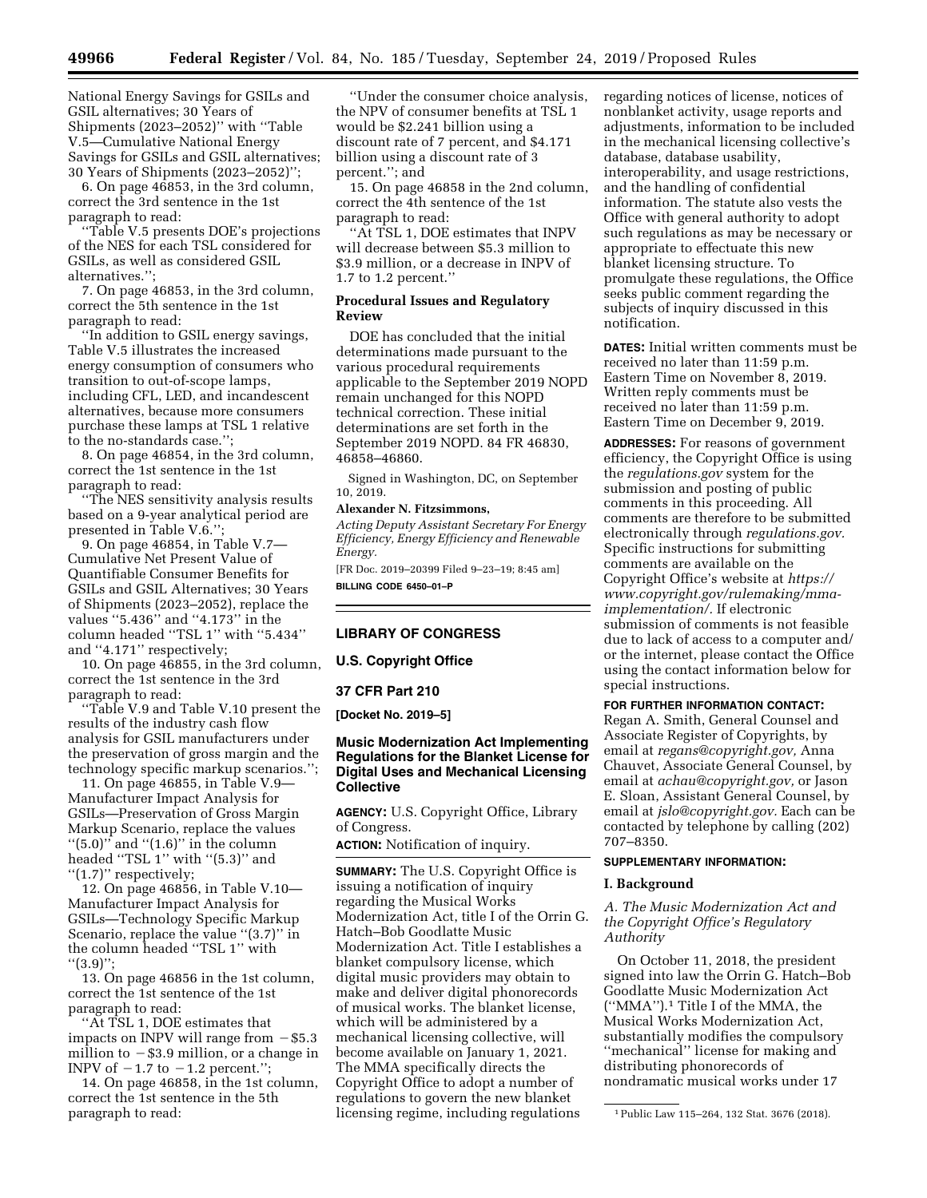National Energy Savings for GSILs and GSIL alternatives; 30 Years of Shipments (2023–2052)'' with ''Table V.5—Cumulative National Energy Savings for GSILs and GSIL alternatives; 30 Years of Shipments (2023–2052)'';

6. On page 46853, in the 3rd column, correct the 3rd sentence in the 1st paragraph to read:

''Table V.5 presents DOE's projections of the NES for each TSL considered for GSILs, as well as considered GSIL alternatives.'';

7. On page 46853, in the 3rd column, correct the 5th sentence in the 1st paragraph to read:

''In addition to GSIL energy savings, Table V.5 illustrates the increased energy consumption of consumers who transition to out-of-scope lamps, including CFL, LED, and incandescent alternatives, because more consumers purchase these lamps at TSL 1 relative to the no-standards case.'';

8. On page 46854, in the 3rd column, correct the 1st sentence in the 1st paragraph to read:

''The NES sensitivity analysis results based on a 9-year analytical period are presented in Table V.6.'';

9. On page 46854, in Table V.7—Cumulative Net Present Value of Quantifiable Consumer Benefits for GSILs and GSIL Alternatives; 30 Years of Shipments (2023–2052), replace the values ''5.436'' and ''4.173'' in the column headed ''TSL 1'' with ''5.434'' and ''4.171'' respectively;

10. On page 46855, in the 3rd column, correct the 1st sentence in the 3rd paragraph to read:

''Table V.9 and Table V.10 present the results of the industry cash flow analysis for GSIL manufacturers under the preservation of gross margin and the technology specific markup scenarios.'';

11. On page 46855, in Table V.9—Manufacturer Impact Analysis for GSILs—Preservation of Gross Margin Markup Scenario, replace the values ''(5.0)'' and ''(1.6)'' in the column headed ''TSL 1'' with ''(5.3)'' and ''(1.7)'' respectively;

12. On page 46856, in Table V.10—Manufacturer Impact Analysis for GSILs—Technology Specific Markup Scenario, replace the value ''(3.7)'' in the column headed ''TSL 1'' with ''(3.9)'';

13. On page 46856 in the 1st column, correct the 1st sentence of the 1st paragraph to read:

''At TSL 1, DOE estimates that impacts on INPV will range from −$5.3 million to −$3.9 million, or a change in INPV of −1.7 to −1.2 percent.'';

14. On page 46858, in the 1st column, correct the 1st sentence in the 5th paragraph to read:

''Under the consumer choice analysis, the NPV of consumer benefits at TSL 1 would be $2.241 billion using a discount rate of 7 percent, and $4.171 billion using a discount rate of 3 percent.''; and

15. On page 46858 in the 2nd column, correct the 4th sentence of the 1st paragraph to read:

''At TSL 1, DOE estimates that INPV will decrease between $5.3 million to $3.9 million, or a decrease in INPV of 1.7 to 1.2 percent.''

**Procedural Issues and Regulatory Review**

DOE has concluded that the initial determinations made pursuant to the various procedural requirements applicable to the September 2019 NOPD remain unchanged for this NOPD technical correction. These initial determinations are set forth in the September 2019 NOPD. 84 FR 46830, 46858–46860.

Signed in Washington, DC, on September 10, 2019.

**Alexander N. Fitzsimmons,**

*Acting Deputy Assistant Secretary For Energy Efficiency, Energy Efficiency and Renewable Energy.*

[FR Doc. 2019–20399 Filed 9–23–19; 8:45 am]

**BILLING CODE 6450–01–P**

---

## LIBRARY OF CONGRESS

## U.S. Copyright Office

## 37 CFR Part 210

**[Docket No. 2019–5]**

## Music Modernization Act Implementing Regulations for the Blanket License for Digital Uses and Mechanical Licensing Collective

**AGENCY:** U.S. Copyright Office, Library of Congress.

**ACTION:** Notification of inquiry.

**SUMMARY:** The U.S. Copyright Office is issuing a notification of inquiry regarding the Musical Works Modernization Act, title I of the Orrin G. Hatch–Bob Goodlatte Music Modernization Act. Title I establishes a blanket compulsory license, which digital music providers may obtain to make and deliver digital phonorecords of musical works. The blanket license, which will be administered by a mechanical licensing collective, will become available on January 1, 2021. The MMA specifically directs the Copyright Office to adopt a number of regulations to govern the new blanket licensing regime, including regulations regarding notices of license, notices of nonblanket activity, usage reports and adjustments, information to be included in the mechanical licensing collective's database, database usability, interoperability, and usage restrictions, and the handling of confidential information. The statute also vests the Office with general authority to adopt such regulations as may be necessary or appropriate to effectuate this new blanket licensing structure. To promulgate these regulations, the Office seeks public comment regarding the subjects of inquiry discussed in this notification.

**DATES:** Initial written comments must be received no later than 11:59 p.m. Eastern Time on November 8, 2019. Written reply comments must be received no later than 11:59 p.m. Eastern Time on December 9, 2019.

**ADDRESSES:** For reasons of government efficiency, the Copyright Office is using the *regulations.gov* system for the submission and posting of public comments in this proceeding. All comments are therefore to be submitted electronically through *regulations.gov.* Specific instructions for submitting comments are available on the Copyright Office's website at *https://www.copyright.gov/rulemaking/mma-implementation/.* If electronic submission of comments is not feasible due to lack of access to a computer and/or the internet, please contact the Office using the contact information below for special instructions.

**FOR FURTHER INFORMATION CONTACT:** Regan A. Smith, General Counsel and Associate Register of Copyrights, by email at *regans@copyright.gov,* Anna Chauvet, Associate General Counsel, by email at *achau@copyright.gov,* or Jason E. Sloan, Assistant General Counsel, by email at *jslo@copyright.gov.* Each can be contacted by telephone by calling (202) 707–8350.

**SUPPLEMENTARY INFORMATION:**

### I. Background

#### *A. The Music Modernization Act and the Copyright Office's Regulatory Authority*

On October 11, 2018, the president signed into law the Orrin G. Hatch–Bob Goodlatte Music Modernization Act (''MMA'').[1] Title I of the MMA, the Musical Works Modernization Act, substantially modifies the compulsory ''mechanical'' license for making and distributing phonorecords of nondramatic musical works under 17

[1] Public Law 115–264, 132 Stat. 3676 (2018).